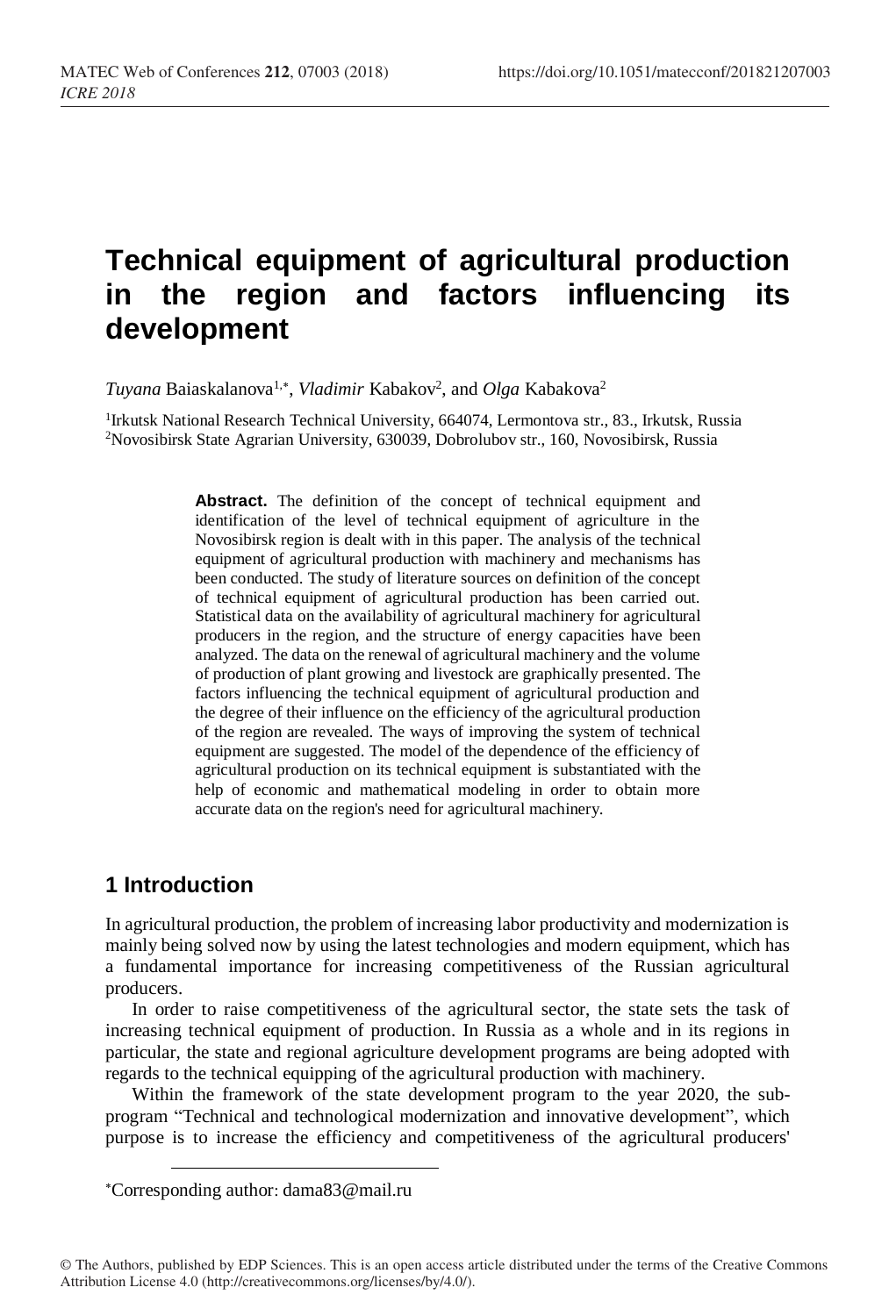# Technical equipment of agricultural production in the region and factors influencing its development

*Tuyana* Baiaskalanova[1,*], *Vladimir* Kabakov[2], and *Olga* Kabakova[2]

[1]Irkutsk National Research Technical University, 664074, Lermontova str., 83., Irkutsk, Russia
[2]Novosibirsk State Agrarian University, 630039, Dobrolubov str., 160, Novosibirsk, Russia

**Abstract.** The definition of the concept of technical equipment and identification of the level of technical equipment of agriculture in the Novosibirsk region is dealt with in this paper. The analysis of the technical equipment of agricultural production with machinery and mechanisms has been conducted. The study of literature sources on definition of the concept of technical equipment of agricultural production has been carried out. Statistical data on the availability of agricultural machinery for agricultural producers in the region, and the structure of energy capacities have been analyzed. The data on the renewal of agricultural machinery and the volume of production of plant growing and livestock are graphically presented. The factors influencing the technical equipment of agricultural production and the degree of their influence on the efficiency of the agricultural production of the region are revealed. The ways of improving the system of technical equipment are suggested. The model of the dependence of the efficiency of agricultural production on its technical equipment is substantiated with the help of economic and mathematical modeling in order to obtain more accurate data on the region's need for agricultural machinery.

## 1 Introduction

In agricultural production, the problem of increasing labor productivity and modernization is mainly being solved now by using the latest technologies and modern equipment, which has a fundamental importance for increasing competitiveness of the Russian agricultural producers.

In order to raise competitiveness of the agricultural sector, the state sets the task of increasing technical equipment of production. In Russia as a whole and in its regions in particular, the state and regional agriculture development programs are being adopted with regards to the technical equipping of the agricultural production with machinery.

Within the framework of the state development program to the year 2020, the sub-program "Technical and technological modernization and innovative development", which purpose is to increase the efficiency and competitiveness of the agricultural producers'

*Corresponding author: dama83@mail.ru

© The Authors, published by EDP Sciences. This is an open access article distributed under the terms of the Creative Commons Attribution License 4.0 (http://creativecommons.org/licenses/by/4.0/).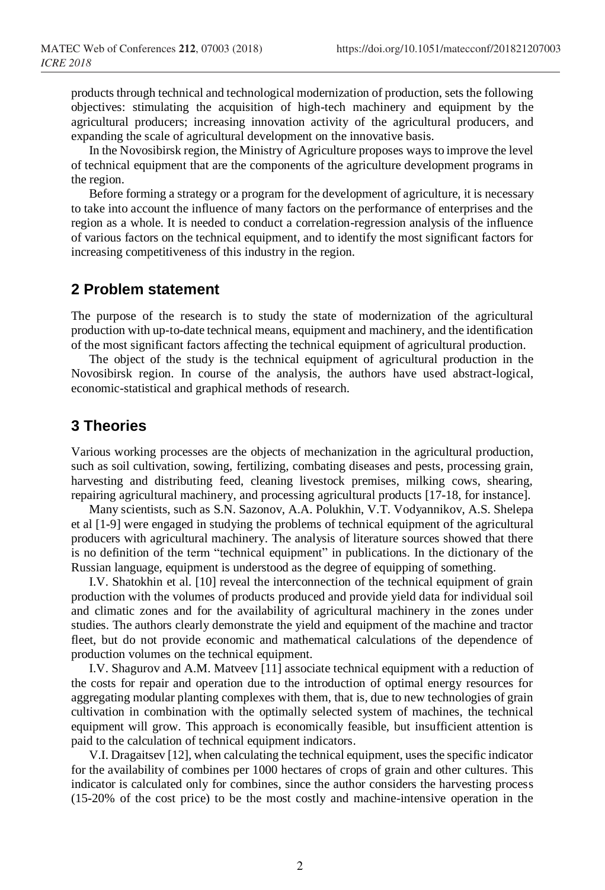products through technical and technological modernization of production, sets the following objectives: stimulating the acquisition of high-tech machinery and equipment by the agricultural producers; increasing innovation activity of the agricultural producers, and expanding the scale of agricultural development on the innovative basis.

In the Novosibirsk region, the Ministry of Agriculture proposes ways to improve the level of technical equipment that are the components of the agriculture development programs in the region.

Before forming a strategy or a program for the development of agriculture, it is necessary to take into account the influence of many factors on the performance of enterprises and the region as a whole. It is needed to conduct a correlation-regression analysis of the influence of various factors on the technical equipment, and to identify the most significant factors for increasing competitiveness of this industry in the region.

## 2 Problem statement

The purpose of the research is to study the state of modernization of the agricultural production with up-to-date technical means, equipment and machinery, and the identification of the most significant factors affecting the technical equipment of agricultural production.

The object of the study is the technical equipment of agricultural production in the Novosibirsk region. In course of the analysis, the authors have used abstract-logical, economic-statistical and graphical methods of research.

## 3 Theories

Various working processes are the objects of mechanization in the agricultural production, such as soil cultivation, sowing, fertilizing, combating diseases and pests, processing grain, harvesting and distributing feed, cleaning livestock premises, milking cows, shearing, repairing agricultural machinery, and processing agricultural products [17-18, for instance].

Many scientists, such as S.N. Sazonov, A.A. Polukhin, V.T. Vodyannikov, A.S. Shelepa et al [1-9] were engaged in studying the problems of technical equipment of the agricultural producers with agricultural machinery. The analysis of literature sources showed that there is no definition of the term "technical equipment" in publications. In the dictionary of the Russian language, equipment is understood as the degree of equipping of something.

I.V. Shatokhin et al. [10] reveal the interconnection of the technical equipment of grain production with the volumes of products produced and provide yield data for individual soil and climatic zones and for the availability of agricultural machinery in the zones under studies. The authors clearly demonstrate the yield and equipment of the machine and tractor fleet, but do not provide economic and mathematical calculations of the dependence of production volumes on the technical equipment.

I.V. Shagurov and A.M. Matveev [11] associate technical equipment with a reduction of the costs for repair and operation due to the introduction of optimal energy resources for aggregating modular planting complexes with them, that is, due to new technologies of grain cultivation in combination with the optimally selected system of machines, the technical equipment will grow. This approach is economically feasible, but insufficient attention is paid to the calculation of technical equipment indicators.

V.I. Dragaitsev [12], when calculating the technical equipment, uses the specific indicator for the availability of combines per 1000 hectares of crops of grain and other cultures. This indicator is calculated only for combines, since the author considers the harvesting process (15-20% of the cost price) to be the most costly and machine-intensive operation in the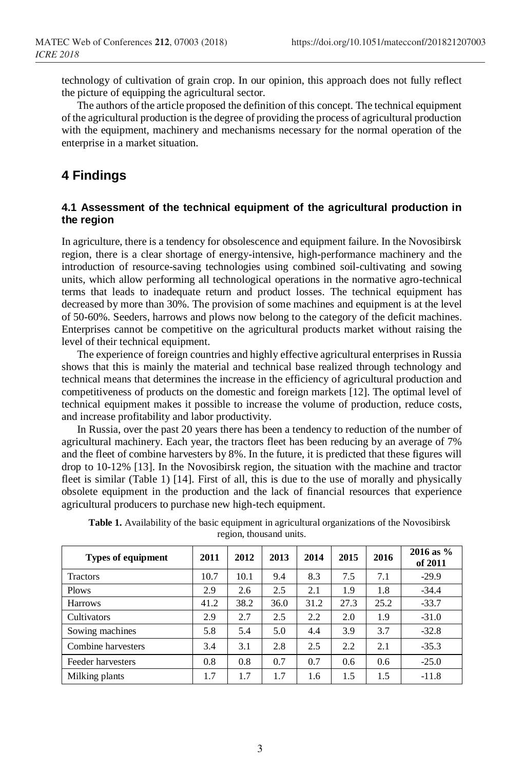technology of cultivation of grain crop. In our opinion, this approach does not fully reflect the picture of equipping the agricultural sector.

The authors of the article proposed the definition of this concept. The technical equipment of the agricultural production is the degree of providing the process of agricultural production with the equipment, machinery and mechanisms necessary for the normal operation of the enterprise in a market situation.

## 4 Findings

### 4.1 Assessment of the technical equipment of the agricultural production in the region

In agriculture, there is a tendency for obsolescence and equipment failure. In the Novosibirsk region, there is a clear shortage of energy-intensive, high-performance machinery and the introduction of resource-saving technologies using combined soil-cultivating and sowing units, which allow performing all technological operations in the normative agro-technical terms that leads to inadequate return and product losses. The technical equipment has decreased by more than 30%. The provision of some machines and equipment is at the level of 50-60%. Seeders, harrows and plows now belong to the category of the deficit machines. Enterprises cannot be competitive on the agricultural products market without raising the level of their technical equipment.

The experience of foreign countries and highly effective agricultural enterprises in Russia shows that this is mainly the material and technical base realized through technology and technical means that determines the increase in the efficiency of agricultural production and competitiveness of products on the domestic and foreign markets [12]. The optimal level of technical equipment makes it possible to increase the volume of production, reduce costs, and increase profitability and labor productivity.

In Russia, over the past 20 years there has been a tendency to reduction of the number of agricultural machinery. Each year, the tractors fleet has been reducing by an average of 7% and the fleet of combine harvesters by 8%. In the future, it is predicted that these figures will drop to 10-12% [13]. In the Novosibirsk region, the situation with the machine and tractor fleet is similar (Table 1) [14]. First of all, this is due to the use of morally and physically obsolete equipment in the production and the lack of financial resources that experience agricultural producers to purchase new high-tech equipment.

**Table 1.** Availability of the basic equipment in agricultural organizations of the Novosibirsk region, thousand units.

| Types of equipment | 2011 | 2012 | 2013 | 2014 | 2015 | 2016 | 2016 as % of 2011 |
|---|---|---|---|---|---|---|---|
| Tractors | 10.7 | 10.1 | 9.4 | 8.3 | 7.5 | 7.1 | -29.9 |
| Plows | 2.9 | 2.6 | 2.5 | 2.1 | 1.9 | 1.8 | -34.4 |
| Harrows | 41.2 | 38.2 | 36.0 | 31.2 | 27.3 | 25.2 | -33.7 |
| Cultivators | 2.9 | 2.7 | 2.5 | 2.2 | 2.0 | 1.9 | -31.0 |
| Sowing machines | 5.8 | 5.4 | 5.0 | 4.4 | 3.9 | 3.7 | -32.8 |
| Combine harvesters | 3.4 | 3.1 | 2.8 | 2.5 | 2.2 | 2.1 | -35.3 |
| Feeder harvesters | 0.8 | 0.8 | 0.7 | 0.7 | 0.6 | 0.6 | -25.0 |
| Milking plants | 1.7 | 1.7 | 1.7 | 1.6 | 1.5 | 1.5 | -11.8 |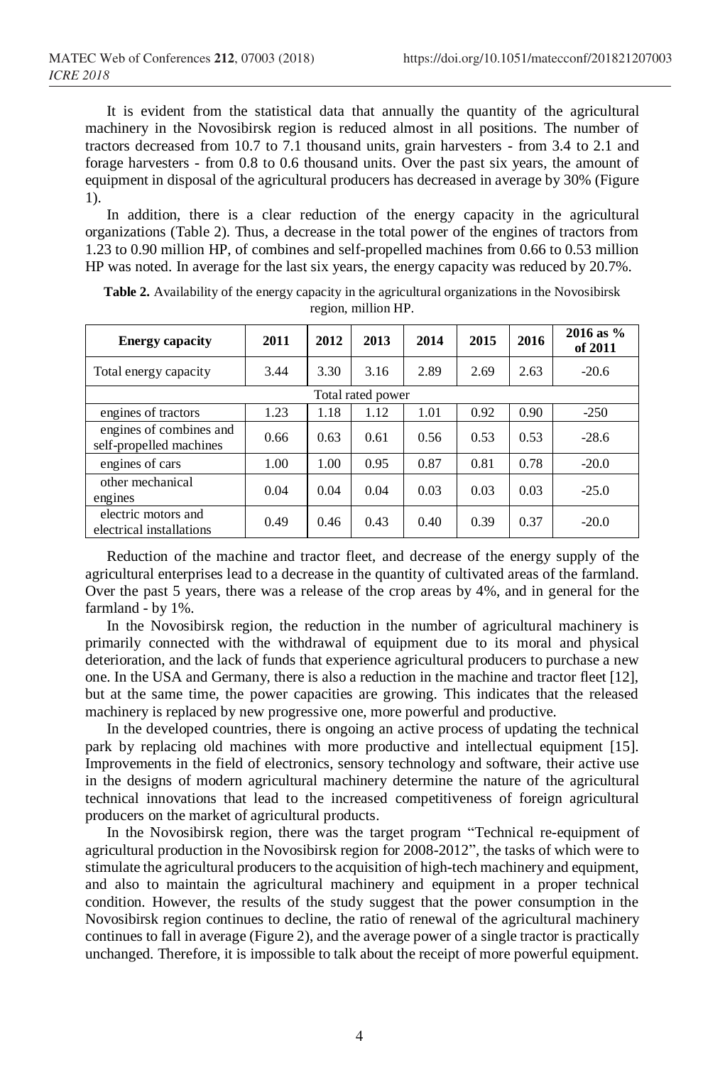It is evident from the statistical data that annually the quantity of the agricultural machinery in the Novosibirsk region is reduced almost in all positions. The number of tractors decreased from 10.7 to 7.1 thousand units, grain harvesters - from 3.4 to 2.1 and forage harvesters - from 0.8 to 0.6 thousand units. Over the past six years, the amount of equipment in disposal of the agricultural producers has decreased in average by 30% (Figure 1).

In addition, there is a clear reduction of the energy capacity in the agricultural organizations (Table 2). Thus, a decrease in the total power of the engines of tractors from 1.23 to 0.90 million HP, of combines and self-propelled machines from 0.66 to 0.53 million HP was noted. In average for the last six years, the energy capacity was reduced by 20.7%.

**Table 2.** Availability of the energy capacity in the agricultural organizations in the Novosibirsk region, million HP.

| Energy capacity | 2011 | 2012 | 2013 | 2014 | 2015 | 2016 | 2016 as % of 2011 |
|---|---|---|---|---|---|---|---|
| Total energy capacity | 3.44 | 3.30 | 3.16 | 2.89 | 2.69 | 2.63 | -20.6 |
| Total rated power | | | | | | | |
| engines of tractors | 1.23 | 1.18 | 1.12 | 1.01 | 0.92 | 0.90 | -250 |
| engines of combines and self-propelled machines | 0.66 | 0.63 | 0.61 | 0.56 | 0.53 | 0.53 | -28.6 |
| engines of cars | 1.00 | 1.00 | 0.95 | 0.87 | 0.81 | 0.78 | -20.0 |
| other mechanical engines | 0.04 | 0.04 | 0.04 | 0.03 | 0.03 | 0.03 | -25.0 |
| electric motors and electrical installations | 0.49 | 0.46 | 0.43 | 0.40 | 0.39 | 0.37 | -20.0 |

Reduction of the machine and tractor fleet, and decrease of the energy supply of the agricultural enterprises lead to a decrease in the quantity of cultivated areas of the farmland. Over the past 5 years, there was a release of the crop areas by 4%, and in general for the farmland - by 1%.

In the Novosibirsk region, the reduction in the number of agricultural machinery is primarily connected with the withdrawal of equipment due to its moral and physical deterioration, and the lack of funds that experience agricultural producers to purchase a new one. In the USA and Germany, there is also a reduction in the machine and tractor fleet [12], but at the same time, the power capacities are growing. This indicates that the released machinery is replaced by new progressive one, more powerful and productive.

In the developed countries, there is ongoing an active process of updating the technical park by replacing old machines with more productive and intellectual equipment [15]. Improvements in the field of electronics, sensory technology and software, their active use in the designs of modern agricultural machinery determine the nature of the agricultural technical innovations that lead to the increased competitiveness of foreign agricultural producers on the market of agricultural products.

In the Novosibirsk region, there was the target program "Technical re-equipment of agricultural production in the Novosibirsk region for 2008-2012", the tasks of which were to stimulate the agricultural producers to the acquisition of high-tech machinery and equipment, and also to maintain the agricultural machinery and equipment in a proper technical condition. However, the results of the study suggest that the power consumption in the Novosibirsk region continues to decline, the ratio of renewal of the agricultural machinery continues to fall in average (Figure 2), and the average power of a single tractor is practically unchanged. Therefore, it is impossible to talk about the receipt of more powerful equipment.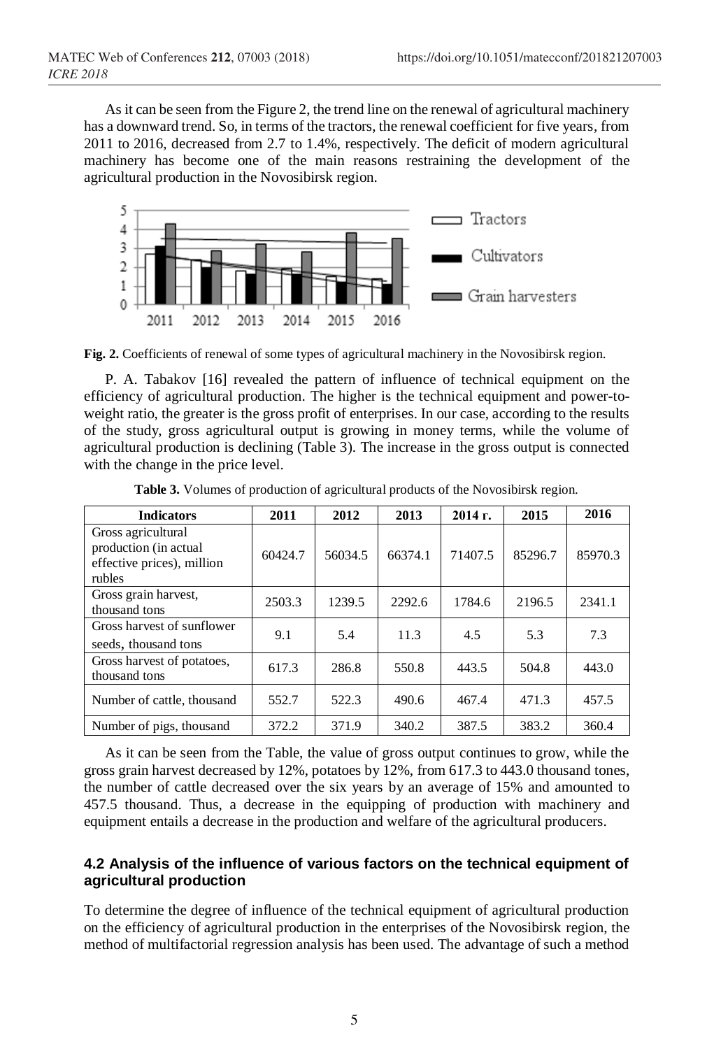As it can be seen from the Figure 2, the trend line on the renewal of agricultural machinery has a downward trend. So, in terms of the tractors, the renewal coefficient for five years, from 2011 to 2016, decreased from 2.7 to 1.4%, respectively. The deficit of modern agricultural machinery has become one of the main reasons restraining the development of the agricultural production in the Novosibirsk region.

**Fig. 2.** Coefficients of renewal of some types of agricultural machinery in the Novosibirsk region.

P. A. Tabakov [16] revealed the pattern of influence of technical equipment on the efficiency of agricultural production. The higher is the technical equipment and power-to-weight ratio, the greater is the gross profit of enterprises. In our case, according to the results of the study, gross agricultural output is growing in money terms, while the volume of agricultural production is declining (Table 3). The increase in the gross output is connected with the change in the price level.

**Table 3.** Volumes of production of agricultural products of the Novosibirsk region.

| Indicators | 2011 | 2012 | 2013 | 2014 г. | 2015 | 2016 |
|---|---|---|---|---|---|---|
| Gross agricultural production (in actual effective prices), million rubles | 60424.7 | 56034.5 | 66374.1 | 71407.5 | 85296.7 | 85970.3 |
| Gross grain harvest, thousand tons | 2503.3 | 1239.5 | 2292.6 | 1784.6 | 2196.5 | 2341.1 |
| Gross harvest of sunflower seeds, thousand tons | 9.1 | 5.4 | 11.3 | 4.5 | 5.3 | 7.3 |
| Gross harvest of potatoes, thousand tons | 617.3 | 286.8 | 550.8 | 443.5 | 504.8 | 443.0 |
| Number of cattle, thousand | 552.7 | 522.3 | 490.6 | 467.4 | 471.3 | 457.5 |
| Number of pigs, thousand | 372.2 | 371.9 | 340.2 | 387.5 | 383.2 | 360.4 |

As it can be seen from the Table, the value of gross output continues to grow, while the gross grain harvest decreased by 12%, potatoes by 12%, from 617.3 to 443.0 thousand tones, the number of cattle decreased over the six years by an average of 15% and amounted to 457.5 thousand. Thus, a decrease in the equipping of production with machinery and equipment entails a decrease in the production and welfare of the agricultural producers.

### 4.2 Analysis of the influence of various factors on the technical equipment of agricultural production

To determine the degree of influence of the technical equipment of agricultural production on the efficiency of agricultural production in the enterprises of the Novosibirsk region, the method of multifactorial regression analysis has been used. The advantage of such a method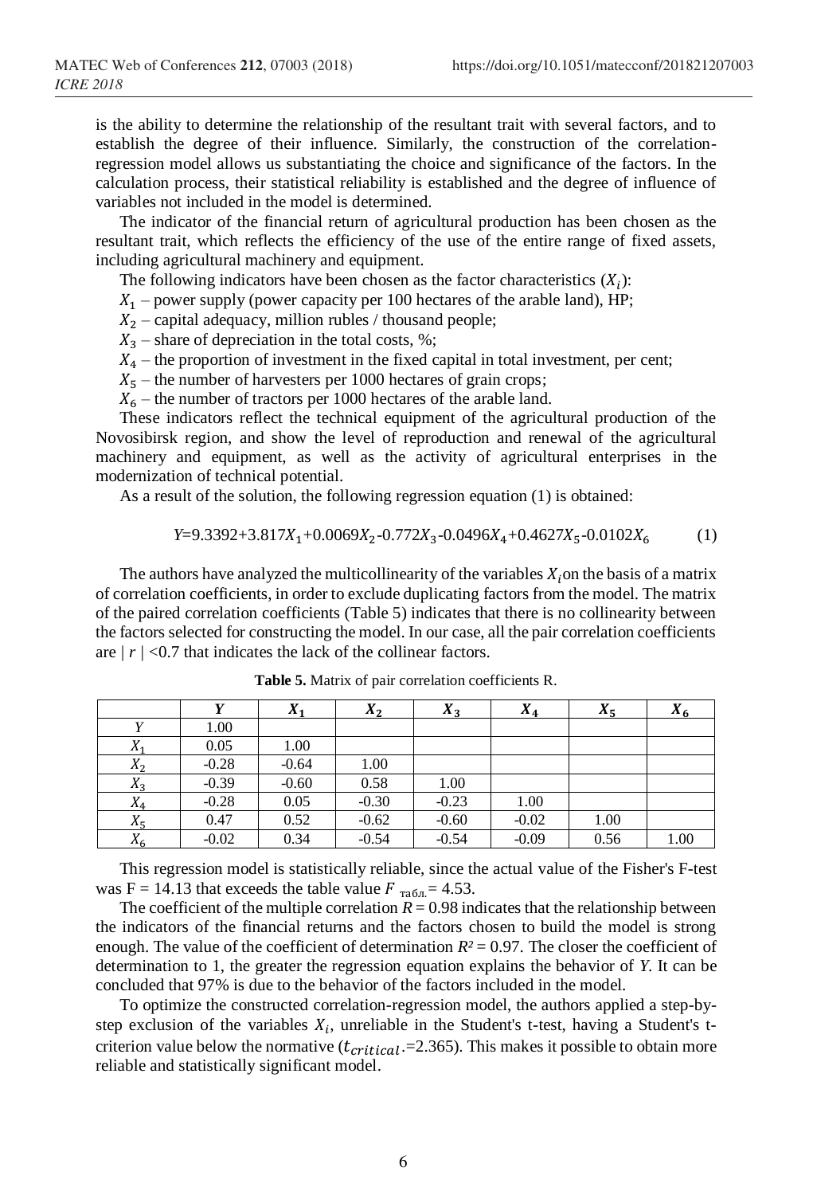is the ability to determine the relationship of the resultant trait with several factors, and to establish the degree of their influence. Similarly, the construction of the correlation-regression model allows us substantiating the choice and significance of the factors. In the calculation process, their statistical reliability is established and the degree of influence of variables not included in the model is determined.

The indicator of the financial return of agricultural production has been chosen as the resultant trait, which reflects the efficiency of the use of the entire range of fixed assets, including agricultural machinery and equipment.

The following indicators have been chosen as the factor characteristics ($X_i$):

$X_1$ – power supply (power capacity per 100 hectares of the arable land), HP;

$X_2$ – capital adequacy, million rubles / thousand people;

$X_3$ – share of depreciation in the total costs, %;

$X_4$ – the proportion of investment in the fixed capital in total investment, per cent;

$X_5$ – the number of harvesters per 1000 hectares of grain crops;

$X_6$ – the number of tractors per 1000 hectares of the arable land.

These indicators reflect the technical equipment of the agricultural production of the Novosibirsk region, and show the level of reproduction and renewal of the agricultural machinery and equipment, as well as the activity of agricultural enterprises in the modernization of technical potential.

As a result of the solution, the following regression equation (1) is obtained:

$$Y=9.3392+3.817X_1+0.0069X_2-0.772X_3-0.0496X_4+0.4627X_5-0.0102X_6 \quad (1)$$

The authors have analyzed the multicollinearity of the variables $X_i$ on the basis of a matrix of correlation coefficients, in order to exclude duplicating factors from the model. The matrix of the paired correlation coefficients (Table 5) indicates that there is no collinearity between the factors selected for constructing the model. In our case, all the pair correlation coefficients are $|r| < 0.7$ that indicates the lack of the collinear factors.

**Table 5.** Matrix of pair correlation coefficients R.

| | $Y$ | $X_1$ | $X_2$ | $X_3$ | $X_4$ | $X_5$ | $X_6$ |
|---|---|---|---|---|---|---|---|
| $Y$ | 1.00 | | | | | | |
| $X_1$ | 0.05 | 1.00 | | | | | |
| $X_2$ | -0.28 | -0.64 | 1.00 | | | | |
| $X_3$ | -0.39 | -0.60 | 0.58 | 1.00 | | | |
| $X_4$ | -0.28 | 0.05 | -0.30 | -0.23 | 1.00 | | |
| $X_5$ | 0.47 | 0.52 | -0.62 | -0.60 | -0.02 | 1.00 | |
| $X_6$ | -0.02 | 0.34 | -0.54 | -0.54 | -0.09 | 0.56 | 1.00 |

This regression model is statistically reliable, since the actual value of the Fisher's F-test was F = 14.13 that exceeds the table value $F_{табл.} = 4.53$.

The coefficient of the multiple correlation $R = 0.98$ indicates that the relationship between the indicators of the financial returns and the factors chosen to build the model is strong enough. The value of the coefficient of determination $R^2 = 0.97$. The closer the coefficient of determination to 1, the greater the regression equation explains the behavior of $Y$. It can be concluded that 97% is due to the behavior of the factors included in the model.

To optimize the constructed correlation-regression model, the authors applied a step-by-step exclusion of the variables $X_i$, unreliable in the Student's t-test, having a Student's t-criterion value below the normative ($t_{critical}$.=2.365). This makes it possible to obtain more reliable and statistically significant model.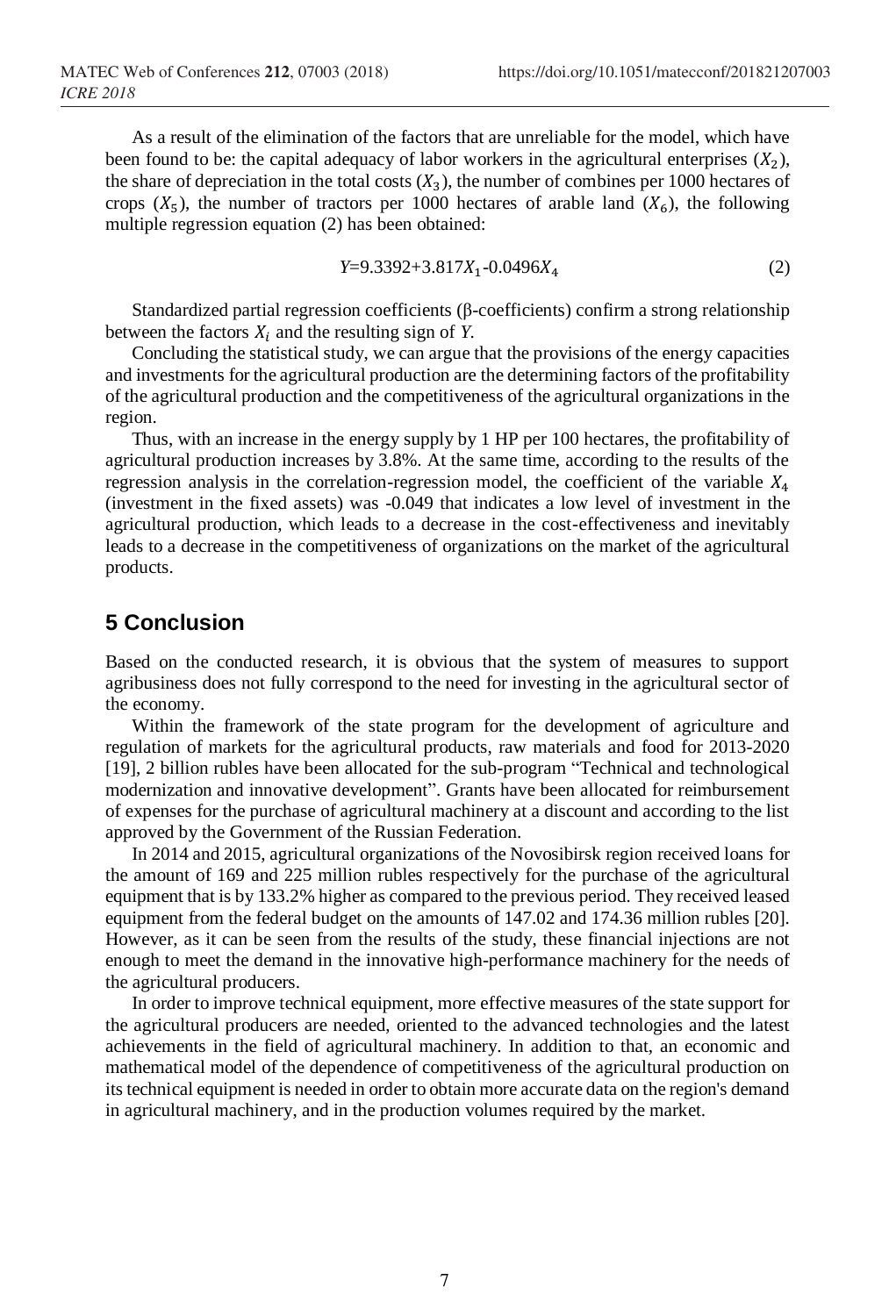As a result of the elimination of the factors that are unreliable for the model, which have been found to be: the capital adequacy of labor workers in the agricultural enterprises ($X_2$), the share of depreciation in the total costs ($X_3$), the number of combines per 1000 hectares of crops ($X_5$), the number of tractors per 1000 hectares of arable land ($X_6$), the following multiple regression equation (2) has been obtained:

$$Y=9.3392+3.817X_1-0.0496X_4 \tag{2}$$

Standardized partial regression coefficients (β-coefficients) confirm a strong relationship between the factors $X_i$ and the resulting sign of $Y$.

Concluding the statistical study, we can argue that the provisions of the energy capacities and investments for the agricultural production are the determining factors of the profitability of the agricultural production and the competitiveness of the agricultural organizations in the region.

Thus, with an increase in the energy supply by 1 HP per 100 hectares, the profitability of agricultural production increases by 3.8%. At the same time, according to the results of the regression analysis in the correlation-regression model, the coefficient of the variable $X_4$ (investment in the fixed assets) was -0.049 that indicates a low level of investment in the agricultural production, which leads to a decrease in the cost-effectiveness and inevitably leads to a decrease in the competitiveness of organizations on the market of the agricultural products.

## 5 Conclusion

Based on the conducted research, it is obvious that the system of measures to support agribusiness does not fully correspond to the need for investing in the agricultural sector of the economy.

Within the framework of the state program for the development of agriculture and regulation of markets for the agricultural products, raw materials and food for 2013-2020 [19], 2 billion rubles have been allocated for the sub-program "Technical and technological modernization and innovative development". Grants have been allocated for reimbursement of expenses for the purchase of agricultural machinery at a discount and according to the list approved by the Government of the Russian Federation.

In 2014 and 2015, agricultural organizations of the Novosibirsk region received loans for the amount of 169 and 225 million rubles respectively for the purchase of the agricultural equipment that is by 133.2% higher as compared to the previous period. They received leased equipment from the federal budget on the amounts of 147.02 and 174.36 million rubles [20]. However, as it can be seen from the results of the study, these financial injections are not enough to meet the demand in the innovative high-performance machinery for the needs of the agricultural producers.

In order to improve technical equipment, more effective measures of the state support for the agricultural producers are needed, oriented to the advanced technologies and the latest achievements in the field of agricultural machinery. In addition to that, an economic and mathematical model of the dependence of competitiveness of the agricultural production on its technical equipment is needed in order to obtain more accurate data on the region's demand in agricultural machinery, and in the production volumes required by the market.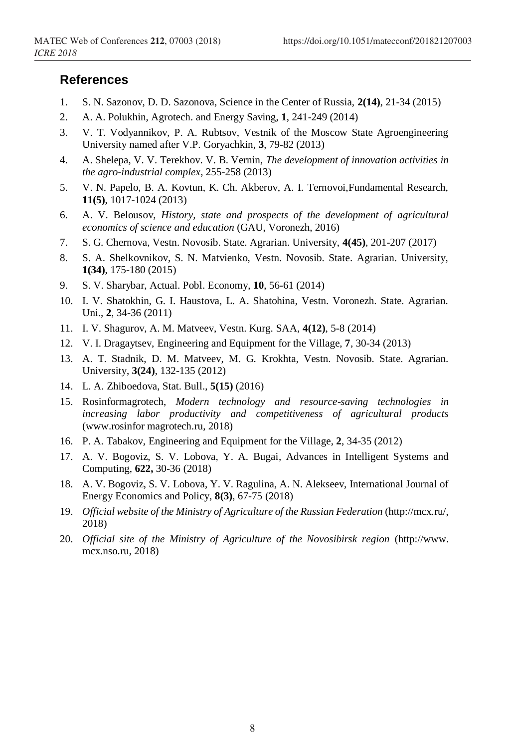## References

1. S. N. Sazonov, D. D. Sazonova, Science in the Center of Russia, **2(14)**, 21-34 (2015)
2. A. A. Polukhin, Agrotech. and Energy Saving, **1**, 241-249 (2014)
3. V. T. Vodyannikov, P. A. Rubtsov, Vestnik of the Moscow State Agroengineering University named after V.P. Goryachkin, **3**, 79-82 (2013)
4. A. Shelepa, V. V. Terekhov. V. B. Vernin, *The development of innovation activities in the agro-industrial complex*, 255-258 (2013)
5. V. N. Papelo, B. A. Kovtun, K. Ch. Akberov, A. I. Ternovoi,Fundamental Research, **11(5)**, 1017-1024 (2013)
6. A. V. Belousov, *History, state and prospects of the development of agricultural economics of science and education* (GAU, Voronezh, 2016)
7. S. G. Chernova, Vestn. Novosib. State. Agrarian. University, **4(45)**, 201-207 (2017)
8. S. A. Shelkovnikov, S. N. Matvienko, Vestn. Novosib. State. Agrarian. University, **1(34)**, 175-180 (2015)
9. S. V. Sharybar, Actual. Pobl. Economy, **10**, 56-61 (2014)
10. I. V. Shatokhin, G. I. Haustova, L. A. Shatohina, Vestn. Voronezh. State. Agrarian. Uni., **2**, 34-36 (2011)
11. I. V. Shagurov, A. M. Matveev, Vestn. Kurg. SAA, **4(12)**, 5-8 (2014)
12. V. I. Dragaytsev, Engineering and Equipment for the Village, **7**, 30-34 (2013)
13. A. T. Stadnik, D. M. Matveev, M. G. Krokhta, Vestn. Novosib. State. Agrarian. University, **3(24)**, 132-135 (2012)
14. L. A. Zhiboedova, Stat. Bull., **5(15)** (2016)
15. Rosinformagrotech, *Modern technology and resource-saving technologies in increasing labor productivity and competitiveness of agricultural products* (www.rosinfor magrotech.ru, 2018)
16. P. A. Tabakov, Engineering and Equipment for the Village, **2**, 34-35 (2012)
17. A. V. Bogoviz, S. V. Lobova, Y. A. Bugai, Advances in Intelligent Systems and Computing, **622,** 30-36 (2018)
18. A. V. Bogoviz, S. V. Lobova, Y. V. Ragulina, A. N. Alekseev, International Journal of Energy Economics and Policy, **8(3)**, 67-75 (2018)
19. *Official website of the Ministry of Agriculture of the Russian Federation* (http://mcx.ru/, 2018)
20. *Official site of the Ministry of Agriculture of the Novosibirsk region* (http://www. mcx.nso.ru, 2018)